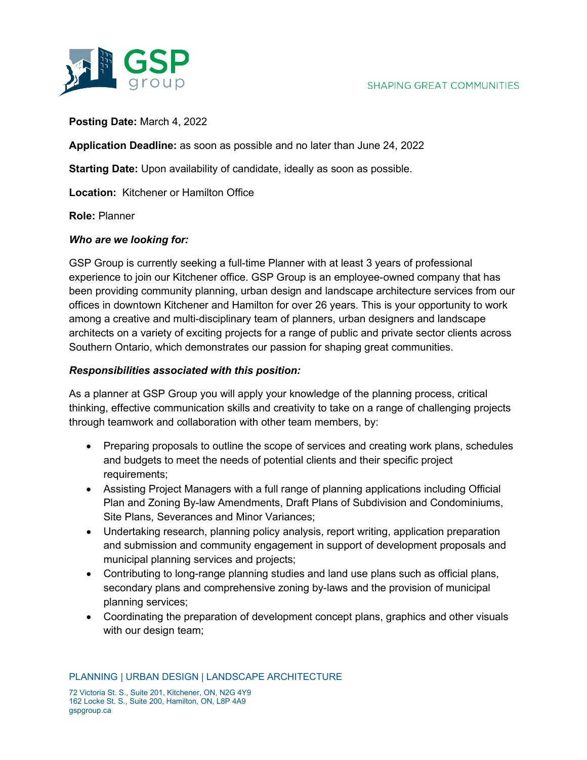**Posting Date:** March 4, 2022

**Application Deadline:** as soon as possible and no later than June 24, 2022

**Starting Date:** Upon availability of candidate, ideally as soon as possible.

**Location:** Kitchener or Hamilton Office

**Role:** Planner

***Who are we looking for:***

GSP Group is currently seeking a full-time Planner with at least 3 years of professional experience to join our Kitchener office. GSP Group is an employee-owned company that has been providing community planning, urban design and landscape architecture services from our offices in downtown Kitchener and Hamilton for over 26 years. This is your opportunity to work among a creative and multi-disciplinary team of planners, urban designers and landscape architects on a variety of exciting projects for a range of public and private sector clients across Southern Ontario, which demonstrates our passion for shaping great communities.

***Responsibilities associated with this position:***

As a planner at GSP Group you will apply your knowledge of the planning process, critical thinking, effective communication skills and creativity to take on a range of challenging projects through teamwork and collaboration with other team members, by:

- Preparing proposals to outline the scope of services and creating work plans, schedules and budgets to meet the needs of potential clients and their specific project requirements;
- Assisting Project Managers with a full range of planning applications including Official Plan and Zoning By-law Amendments, Draft Plans of Subdivision and Condominiums, Site Plans, Severances and Minor Variances;
- Undertaking research, planning policy analysis, report writing, application preparation and submission and community engagement in support of development proposals and municipal planning services and projects;
- Contributing to long-range planning studies and land use plans such as official plans, secondary plans and comprehensive zoning by-laws and the provision of municipal planning services;
- Coordinating the preparation of development concept plans, graphics and other visuals with our design team;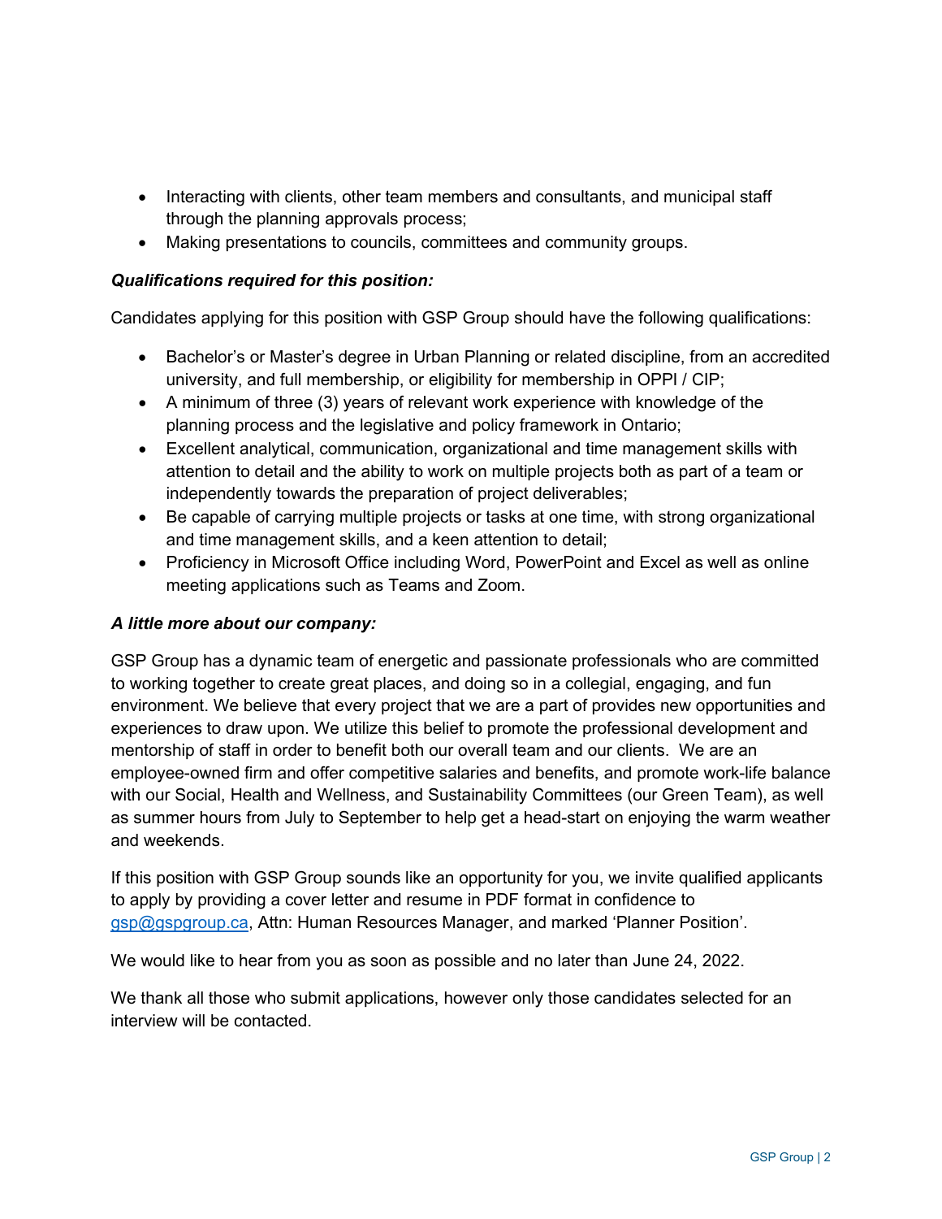- Interacting with clients, other team members and consultants, and municipal staff through the planning approvals process;
- Making presentations to councils, committees and community groups.

***Qualifications required for this position:***

Candidates applying for this position with GSP Group should have the following qualifications:

- Bachelor's or Master's degree in Urban Planning or related discipline, from an accredited university, and full membership, or eligibility for membership in OPPI / CIP;
- A minimum of three (3) years of relevant work experience with knowledge of the planning process and the legislative and policy framework in Ontario;
- Excellent analytical, communication, organizational and time management skills with attention to detail and the ability to work on multiple projects both as part of a team or independently towards the preparation of project deliverables;
- Be capable of carrying multiple projects or tasks at one time, with strong organizational and time management skills, and a keen attention to detail;
- Proficiency in Microsoft Office including Word, PowerPoint and Excel as well as online meeting applications such as Teams and Zoom.

***A little more about our company:***

GSP Group has a dynamic team of energetic and passionate professionals who are committed to working together to create great places, and doing so in a collegial, engaging, and fun environment. We believe that every project that we are a part of provides new opportunities and experiences to draw upon. We utilize this belief to promote the professional development and mentorship of staff in order to benefit both our overall team and our clients. We are an employee-owned firm and offer competitive salaries and benefits, and promote work-life balance with our Social, Health and Wellness, and Sustainability Committees (our Green Team), as well as summer hours from July to September to help get a head-start on enjoying the warm weather and weekends.

If this position with GSP Group sounds like an opportunity for you, we invite qualified applicants to apply by providing a cover letter and resume in PDF format in confidence to gsp@gspgroup.ca, Attn: Human Resources Manager, and marked 'Planner Position'.

We would like to hear from you as soon as possible and no later than June 24, 2022.

We thank all those who submit applications, however only those candidates selected for an interview will be contacted.